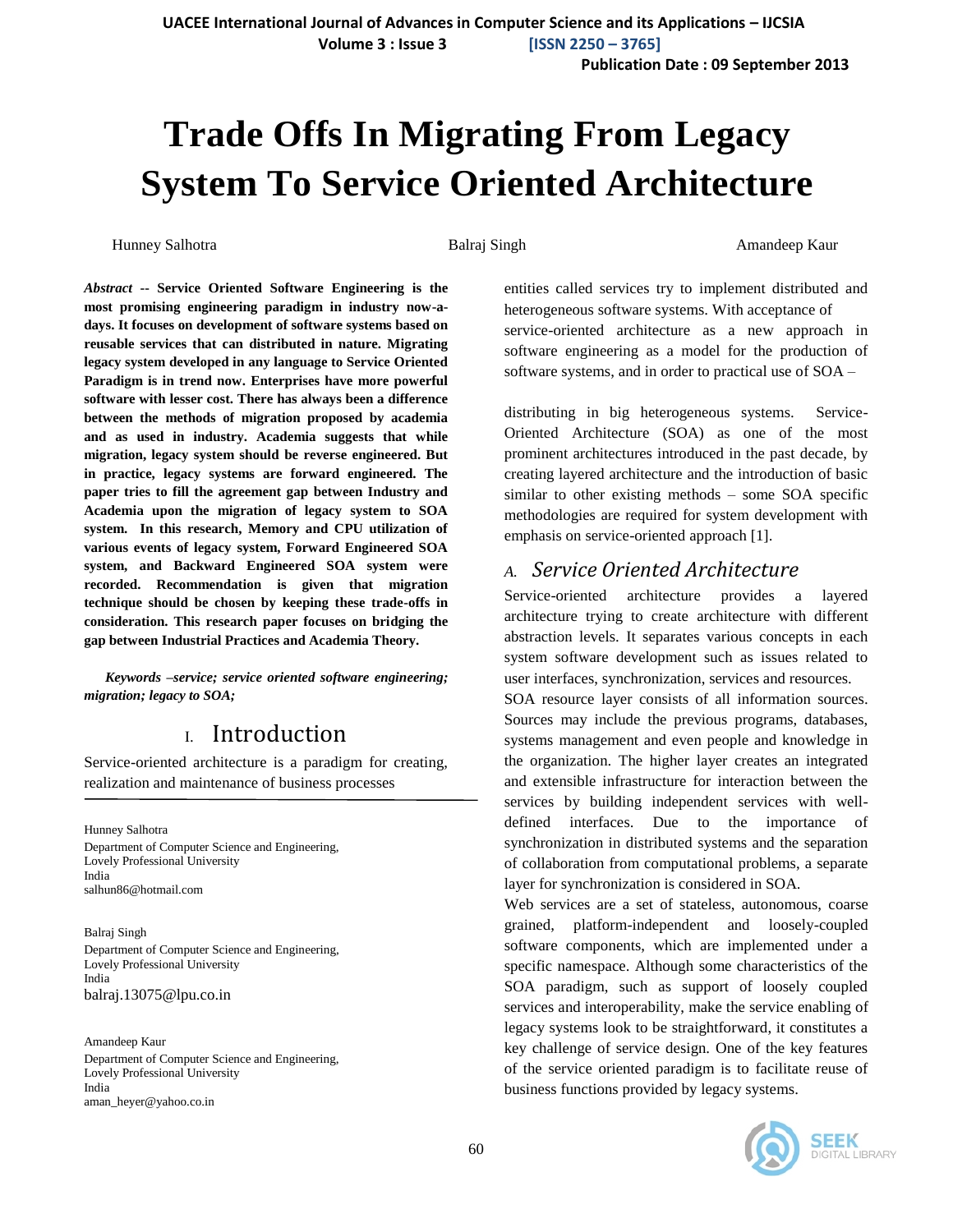# Trade Offs In Migrating From Legacy System To Service Oriented Architecture

Hunney Salhotra    Balraj Singh    Amandeep Kaur

***Abstract* -- Service Oriented Software Engineering is the most promising engineering paradigm in industry now-a-days. It focuses on development of software systems based on reusable services that can distributed in nature. Migrating legacy system developed in any language to Service Oriented Paradigm is in trend now. Enterprises have more powerful software with lesser cost. There has always been a difference between the methods of migration proposed by academia and as used in industry. Academia suggests that while migration, legacy system should be reverse engineered. But in practice, legacy systems are forward engineered. The paper tries to fill the agreement gap between Industry and Academia upon the migration of legacy system to SOA system. In this research, Memory and CPU utilization of various events of legacy system, Forward Engineered SOA system, and Backward Engineered SOA system were recorded. Recommendation is given that migration technique should be chosen by keeping these trade-offs in consideration. This research paper focuses on bridging the gap between Industrial Practices and Academia Theory.**

***Keywords –service; service oriented software engineering; migration; legacy to SOA;***

## I. Introduction

Service-oriented architecture is a paradigm for creating, realization and maintenance of business processes entities called services try to implement distributed and heterogeneous software systems. With acceptance of service-oriented architecture as a new approach in software engineering as a model for the production of software systems, and in order to practical use of SOA – distributing in big heterogeneous systems. Service-Oriented Architecture (SOA) as one of the most prominent architectures introduced in the past decade, by creating layered architecture and the introduction of basic similar to other existing methods – some SOA specific methodologies are required for system development with emphasis on service-oriented approach [1].

---

Hunney Salhotra
Department of Computer Science and Engineering,
Lovely Professional University
India
salhun86@hotmail.com

Balraj Singh
Department of Computer Science and Engineering,
Lovely Professional University
India
balraj.13075@lpu.co.in

Amandeep Kaur
Department of Computer Science and Engineering,
Lovely Professional University
India
aman_heyer@yahoo.co.in

---

### A. Service Oriented Architecture

Service-oriented architecture provides a layered architecture trying to create architecture with different abstraction levels. It separates various concepts in each system software development such as issues related to user interfaces, synchronization, services and resources.

SOA resource layer consists of all information sources. Sources may include the previous programs, databases, systems management and even people and knowledge in the organization. The higher layer creates an integrated and extensible infrastructure for interaction between the services by building independent services with well-defined interfaces. Due to the importance of synchronization in distributed systems and the separation of collaboration from computational problems, a separate layer for synchronization is considered in SOA.

Web services are a set of stateless, autonomous, coarse grained, platform-independent and loosely-coupled software components, which are implemented under a specific namespace. Although some characteristics of the SOA paradigm, such as support of loosely coupled services and interoperability, make the service enabling of legacy systems look to be straightforward, it constitutes a key challenge of service design. One of the key features of the service oriented paradigm is to facilitate reuse of business functions provided by legacy systems.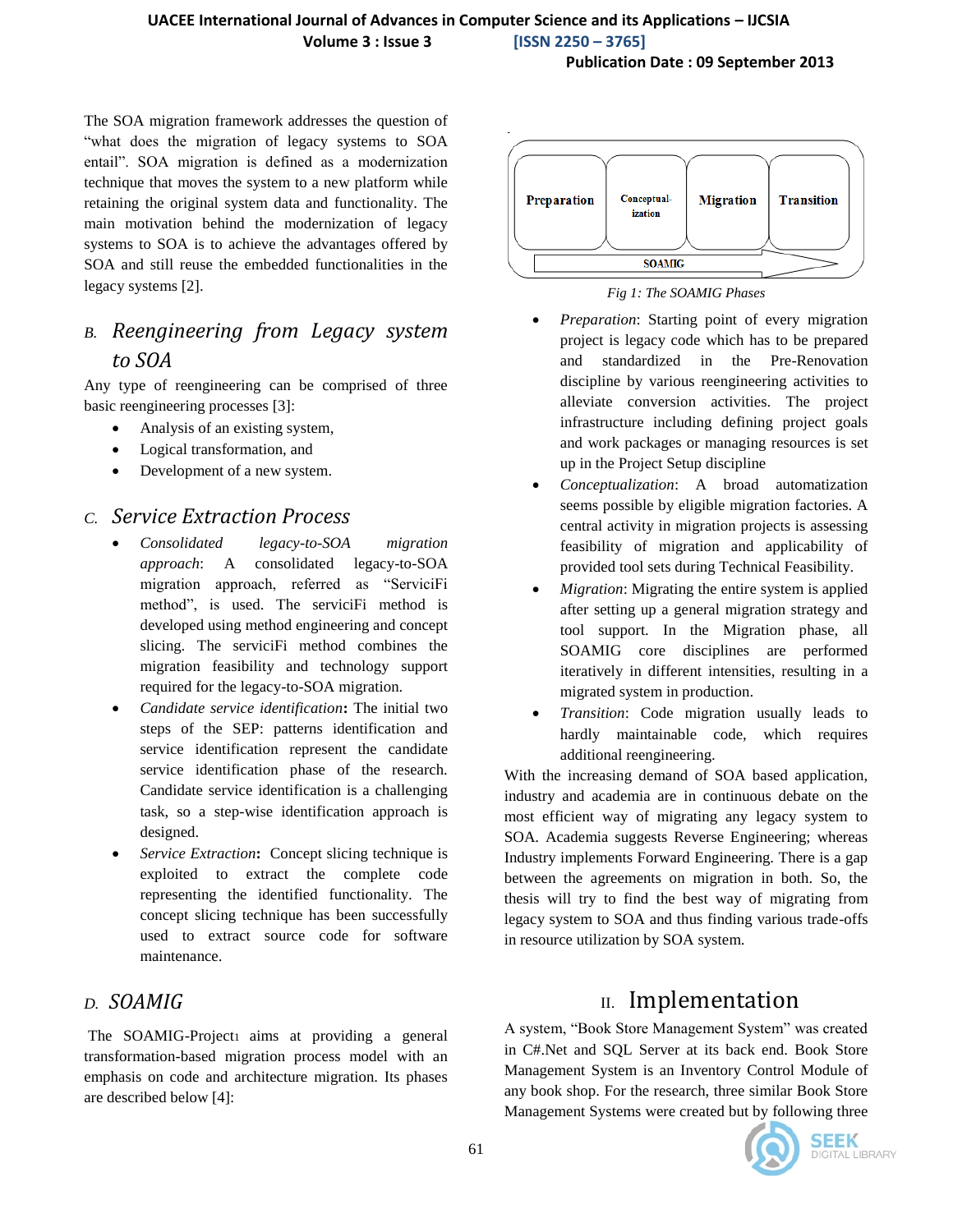The SOA migration framework addresses the question of "what does the migration of legacy systems to SOA entail". SOA migration is defined as a modernization technique that moves the system to a new platform while retaining the original system data and functionality. The main motivation behind the modernization of legacy systems to SOA is to achieve the advantages offered by SOA and still reuse the embedded functionalities in the legacy systems [2].

## B. *Reengineering from Legacy system to SOA*

Any type of reengineering can be comprised of three basic reengineering processes [3]:

- Analysis of an existing system,
- Logical transformation, and
- Development of a new system.

## C. *Service Extraction Process*

- *Consolidated legacy-to-SOA migration approach*: A consolidated legacy-to-SOA migration approach, referred as "ServiciFi method", is used. The serviciFi method is developed using method engineering and concept slicing. The serviFi method combines the migration feasibility and technology support required for the legacy-to-SOA migration.
- *Candidate service identification*: The initial two steps of the SEP: patterns identification and service identification represent the candidate service identification phase of the research. Candidate service identification is a challenging task, so a step-wise identification approach is designed.
- *Service Extraction*: Concept slicing technique is exploited to extract the complete code representing the identified functionality. The concept slicing technique has been successfully used to extract source code for software maintenance.

## D. *SOAMIG*

The SOAMIG-Project1 aims at providing a general transformation-based migration process model with an emphasis on code and architecture migration. Its phases are described below [4]:

| Preparation | Conceptual-ization | Migration | Transition |
|---|---|---|---|
| SOAMIG | | | |

*Fig 1: The SOAMIG Phases*

- *Preparation*: Starting point of every migration project is legacy code which has to be prepared and standardized in the Pre-Renovation discipline by various reengineering activities to alleviate conversion activities. The project infrastructure including defining project goals and work packages or managing resources is set up in the Project Setup discipline
- *Conceptualization*: A broad automatization seems possible by eligible migration factories. A central activity in migration projects is assessing feasibility of migration and applicability of provided tool sets during Technical Feasibility.
- *Migration*: Migrating the entire system is applied after setting up a general migration strategy and tool support. In the Migration phase, all SOAMIG core disciplines are performed iteratively in different intensities, resulting in a migrated system in production.
- *Transition*: Code migration usually leads to hardly maintainable code, which requires additional reengineering.

With the increasing demand of SOA based application, industry and academia are in continuous debate on the most efficient way of migrating any legacy system to SOA. Academia suggests Reverse Engineering; whereas Industry implements Forward Engineering. There is a gap between the agreements on migration in both. So, the thesis will try to find the best way of migrating from legacy system to SOA and thus finding various trade-offs in resource utilization by SOA system.

# II. Implementation

A system, "Book Store Management System" was created in C#.Net and SQL Server at its back end. Book Store Management System is an Inventory Control Module of any book shop. For the research, three similar Book Store Management Systems were created but by following three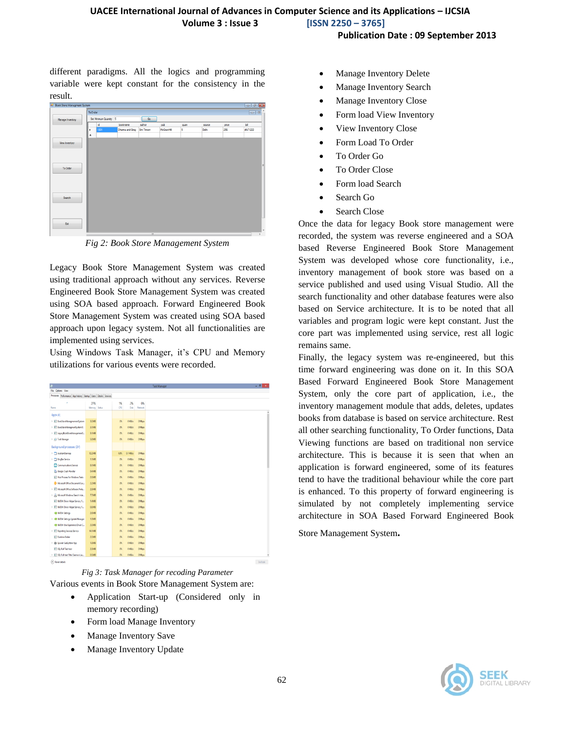different paradigms. All the logics and programming variable were kept constant for the consistency in the result.

Fig 2: Book Store Management System

Legacy Book Store Management System was created using traditional approach without any services. Reverse Engineered Book Store Management System was created using SOA based approach. Forward Engineered Book Store Management System was created using SOA based approach upon legacy system. Not all functionalities are implemented using services.
Using Windows Task Manager, it's CPU and Memory utilizations for various events were recorded.

Fig 3: Task Manager for recoding Parameter

Various events in Book Store Management System are:

- Application Start-up (Considered only in memory recording)
- Form load Manage Inventory
- Manage Inventory Save
- Manage Inventory Update
- Manage Inventory Delete
- Manage Inventory Search
- Manage Inventory Close
- Form load View Inventory
- View Inventory Close
- Form Load To Order
- To Order Go
- To Order Close
- Form load Search
- Search Go
- Search Close

Once the data for legacy Book store management were recorded, the system was reverse engineered and a SOA based Reverse Engineered Book Store Management System was developed whose core functionality, i.e., inventory management of book store was based on a service published and used using Visual Studio. All the search functionality and other database features were also based on Service architecture. It is to be noted that all variables and program logic were kept constant. Just the core part was implemented using service, rest all logic remains same.

Finally, the legacy system was re-engineered, but this time forward engineering was done on it. In this SOA Based Forward Engineered Book Store Management System, only the core part of application, i.e., the inventory management module that adds, deletes, updates books from database is based on service architecture. Rest all other searching functionality, To Order functions, Data Viewing functions are based on traditional non service architecture. This is because it is seen that when an application is forward engineered, some of its features tend to have the traditional behaviour while the core part is enhanced. To this property of forward engineering is simulated by not completely implementing service architecture in SOA Based Forward Engineered Book Store Management System**.**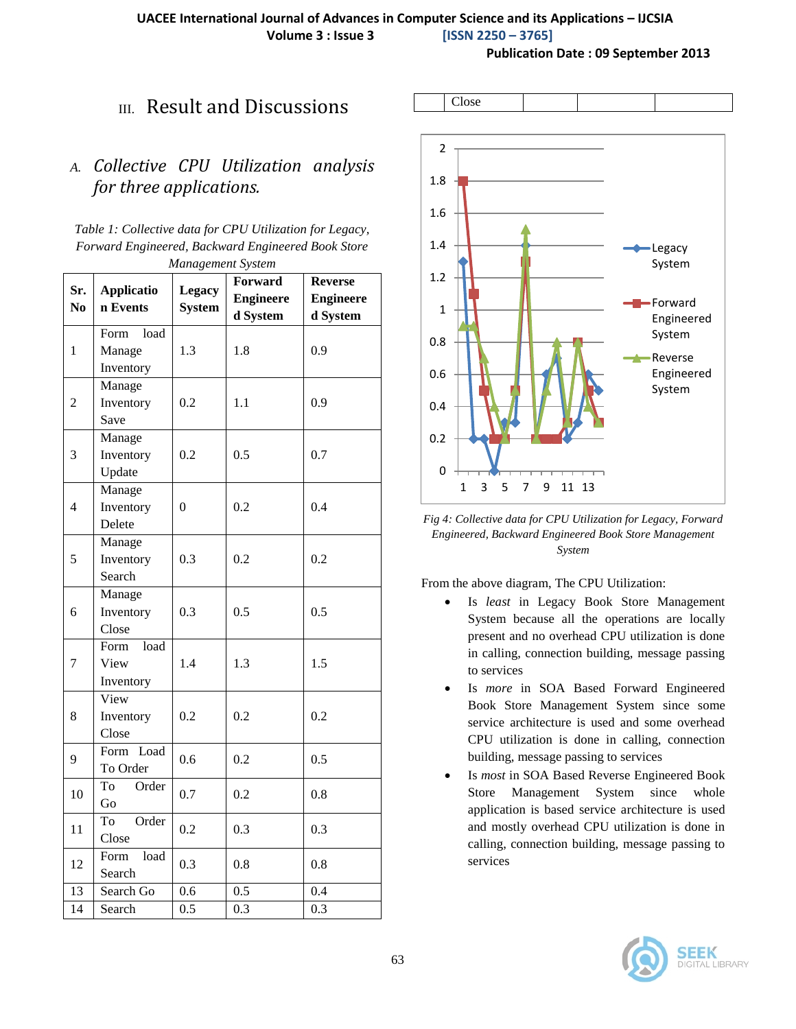## III. Result and Discussions

### A. *Collective CPU Utilization analysis for three applications.*

*Table 1: Collective data for CPU Utilization for Legacy, Forward Engineered, Backward Engineered Book Store Management System*

| Sr. No | Application Events | Legacy System | Forward Engineered System | Reverse Engineered System |
|---|---|---|---|---|
| 1 | Form load Manage Inventory | 1.3 | 1.8 | 0.9 |
| 2 | Manage Inventory Save | 0.2 | 1.1 | 0.9 |
| 3 | Manage Inventory Update | 0.2 | 0.5 | 0.7 |
| 4 | Manage Inventory Delete | 0 | 0.2 | 0.4 |
| 5 | Manage Inventory Search | 0.3 | 0.2 | 0.2 |
| 6 | Manage Inventory Close | 0.3 | 0.5 | 0.5 |
| 7 | Form load View Inventory | 1.4 | 1.3 | 1.5 |
| 8 | View Inventory Close | 0.2 | 0.2 | 0.2 |
| 9 | Form Load To Order | 0.6 | 0.2 | 0.5 |
| 10 | To Order Go | 0.7 | 0.2 | 0.8 |
| 11 | To Order Close | 0.2 | 0.3 | 0.3 |
| 12 | Form load Search | 0.3 | 0.8 | 0.8 |
| 13 | Search Go | 0.6 | 0.5 | 0.4 |
| 14 | Search | 0.5 | 0.3 | 0.3 |
| | Close | | | |

*Fig 4: Collective data for CPU Utilization for Legacy, Forward Engineered, Backward Engineered Book Store Management System*

From the above diagram, The CPU Utilization:

- Is *least* in Legacy Book Store Management System because all the operations are locally present and no overhead CPU utilization is done in calling, connection building, message passing to services
- Is *more* in SOA Based Forward Engineered Book Store Management System since some service architecture is used and some overhead CPU utilization is done in calling, connection building, message passing to services
- Is *most* in SOA Based Reverse Engineered Book Store Management System since whole application is based service architecture is used and mostly overhead CPU utilization is done in calling, connection building, message passing to services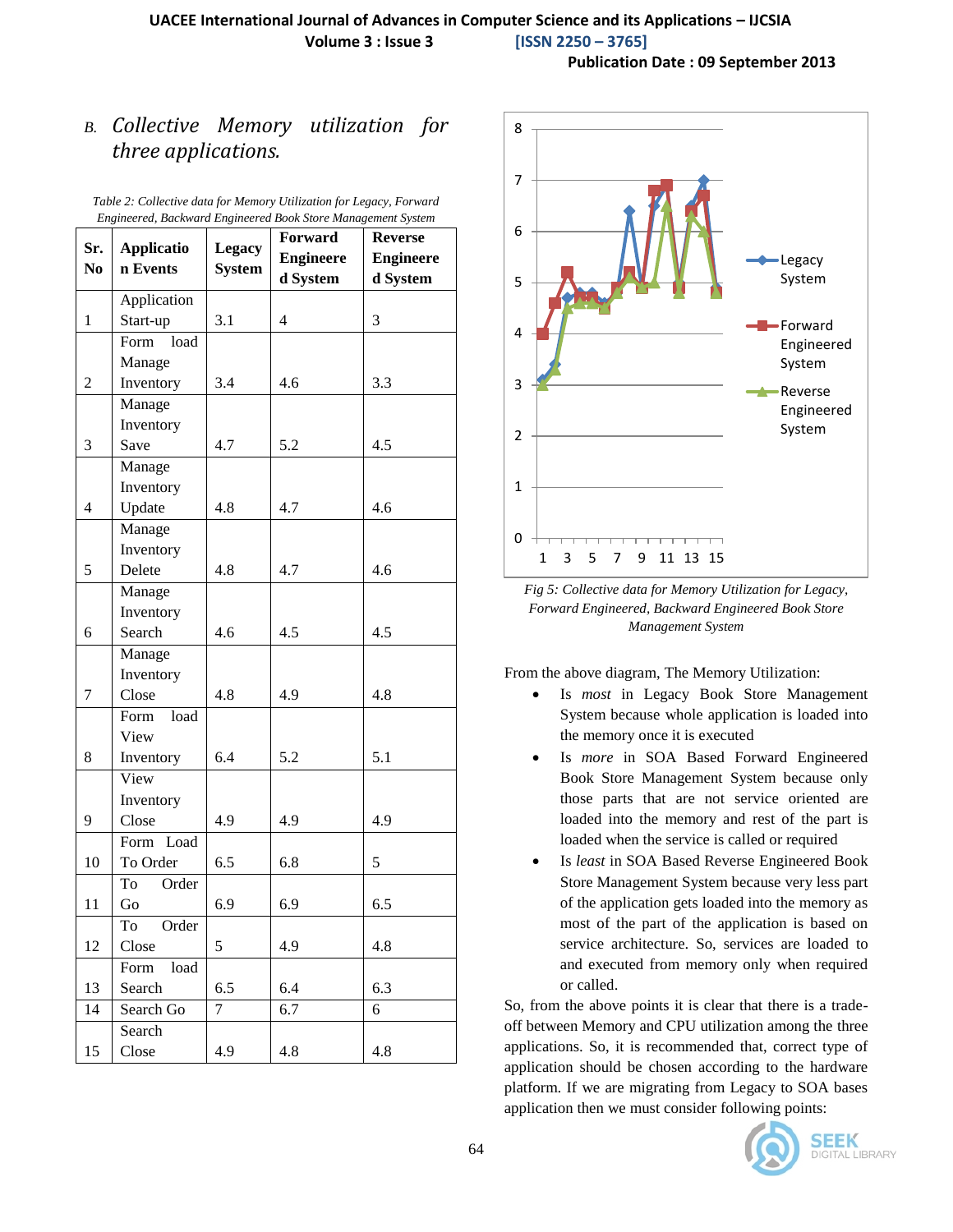### B. *Collective Memory utilization for three applications.*

*Table 2: Collective data for Memory Utilization for Legacy, Forward Engineered, Backward Engineered Book Store Management System*

| Sr. No | Application Events | Legacy System | Forward Engineered System | Reverse Engineered System |
|---|---|---|---|---|
| 1 | Application Start-up | 3.1 | 4 | 3 |
| 2 | Form load Manage Inventory | 3.4 | 4.6 | 3.3 |
| 3 | Manage Inventory Save | 4.7 | 5.2 | 4.5 |
| 4 | Manage Inventory Update | 4.8 | 4.7 | 4.6 |
| 5 | Manage Inventory Delete | 4.8 | 4.7 | 4.6 |
| 6 | Manage Inventory Search | 4.6 | 4.5 | 4.5 |
| 7 | Manage Inventory Close | 4.8 | 4.9 | 4.8 |
| 8 | Form load View Inventory | 6.4 | 5.2 | 5.1 |
| 9 | View Inventory Close | 4.9 | 4.9 | 4.9 |
| 10 | Form Load To Order | 6.5 | 6.8 | 5 |
| 11 | To Order Go | 6.9 | 6.9 | 6.5 |
| 12 | To Order Close | 5 | 4.9 | 4.8 |
| 13 | Form load Search | 6.5 | 6.4 | 6.3 |
| 14 | Search Go | 7 | 6.7 | 6 |
| 15 | Search Close | 4.9 | 4.8 | 4.8 |

*Fig 5: Collective data for Memory Utilization for Legacy, Forward Engineered, Backward Engineered Book Store Management System*

From the above diagram, The Memory Utilization:

- Is *most* in Legacy Book Store Management System because whole application is loaded into the memory once it is executed
- Is *more* in SOA Based Forward Engineered Book Store Management System because only those parts that are not service oriented are loaded into the memory and rest of the part is loaded when the service is called or required
- Is *least* in SOA Based Reverse Engineered Book Store Management System because very less part of the application gets loaded into the memory as most of the part of the application is based on service architecture. So, services are loaded to and executed from memory only when required or called.

So, from the above points it is clear that there is a trade-off between Memory and CPU utilization among the three applications. So, it is recommended that, correct type of application should be chosen according to the hardware platform. If we are migrating from Legacy to SOA bases application then we must consider following points: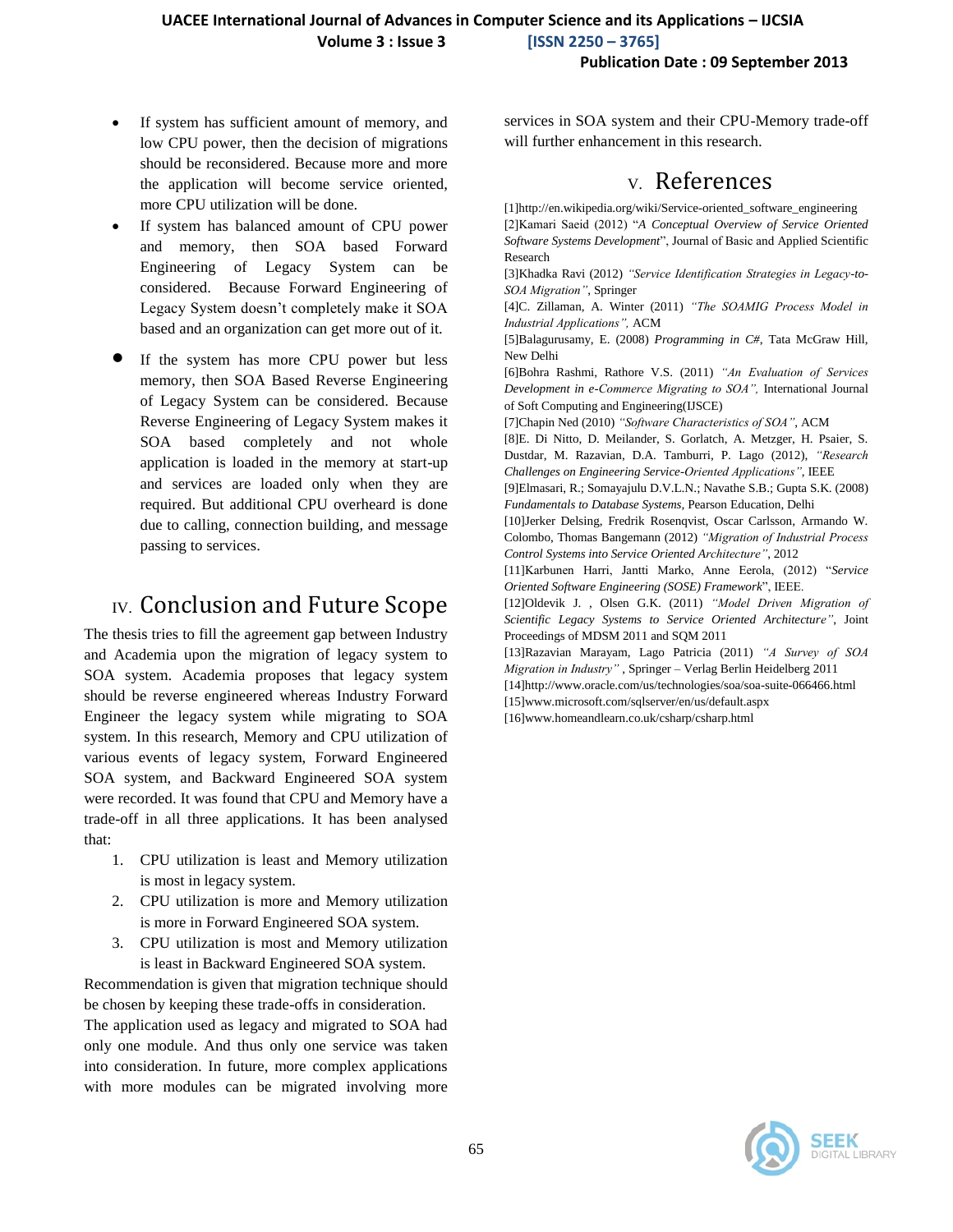- If system has sufficient amount of memory, and low CPU power, then the decision of migrations should be reconsidered. Because more and more the application will become service oriented, more CPU utilization will be done.
- If system has balanced amount of CPU power and memory, then SOA based Forward Engineering of Legacy System can be considered. Because Forward Engineering of Legacy System doesn't completely make it SOA based and an organization can get more out of it.
- If the system has more CPU power but less memory, then SOA Based Reverse Engineering of Legacy System can be considered. Because Reverse Engineering of Legacy System makes it SOA based completely and not whole application is loaded in the memory at start-up and services are loaded only when they are required. But additional CPU overheard is done due to calling, connection building, and message passing to services.

## IV. Conclusion and Future Scope

The thesis tries to fill the agreement gap between Industry and Academia upon the migration of legacy system to SOA system. Academia proposes that legacy system should be reverse engineered whereas Industry Forward Engineer the legacy system while migrating to SOA system. In this research, Memory and CPU utilization of various events of legacy system, Forward Engineered SOA system, and Backward Engineered SOA system were recorded. It was found that CPU and Memory have a trade-off in all three applications. It has been analysed that:

1. CPU utilization is least and Memory utilization is most in legacy system.
2. CPU utilization is more and Memory utilization is more in Forward Engineered SOA system.
3. CPU utilization is most and Memory utilization is least in Backward Engineered SOA system.

Recommendation is given that migration technique should be chosen by keeping these trade-offs in consideration.

The application used as legacy and migrated to SOA had only one module. And thus only one service was taken into consideration. In future, more complex applications with more modules can be migrated involving more services in SOA system and their CPU-Memory trade-off will further enhancement in this research.

## V. References

[1]http://en.wikipedia.org/wiki/Service-oriented_software_engineering

[2]Kamari Saeid (2012) "*A Conceptual Overview of Service Oriented Software Systems Development*", Journal of Basic and Applied Scientific Research

[3]Khadka Ravi (2012) *"Service Identification Strategies in Legacy-to-SOA Migration"*, Springer

[4]C. Zillaman, A. Winter (2011) *"The SOAMIG Process Model in Industrial Applications",* ACM

[5]Balagurusamy, E. (2008) *Programming in C#,* Tata McGraw Hill, New Delhi

[6]Bohra Rashmi, Rathore V.S. (2011) *"An Evaluation of Services Development in e-Commerce Migrating to SOA",* International Journal of Soft Computing and Engineering(IJSCE)

[7]Chapin Ned (2010) *"Software Characteristics of SOA"*, ACM

[8]E. Di Nitto, D. Meilander, S. Gorlatch, A. Metzger, H. Psaier, S. Dustdar, M. Razavian, D.A. Tamburri, P. Lago (2012), *"Research Challenges on Engineering Service-Oriented Applications"*, IEEE

[9]Elmasari, R.; Somayajulu D.V.L.N.; Navathe S.B.; Gupta S.K. (2008) *Fundamentals to Database Systems*, Pearson Education, Delhi

[10]Jerker Delsing, Fredrik Rosenqvist, Oscar Carlsson, Armando W. Colombo, Thomas Bangemann (2012) *"Migration of Industrial Process Control Systems into Service Oriented Architecture"*, 2012

[11]Karbunen Harri, Jantti Marko, Anne Eerola, (2012) "*Service Oriented Software Engineering (SOSE) Framework*", IEEE.

[12]Oldevik J. , Olsen G.K. (2011) *"Model Driven Migration of Scientific Legacy Systems to Service Oriented Architecture"*, Joint Proceedings of MDSM 2011 and SQM 2011

[13]Razavian Marayam, Lago Patricia (2011) *"A Survey of SOA Migration in Industry"* , Springer – Verlag Berlin Heidelberg 2011

[14]http://www.oracle.com/us/technologies/soa/soa-suite-066466.html

[15]www.microsoft.com/sqlserver/en/us/default.aspx

[16]www.homeandlearn.co.uk/csharp/csharp.html